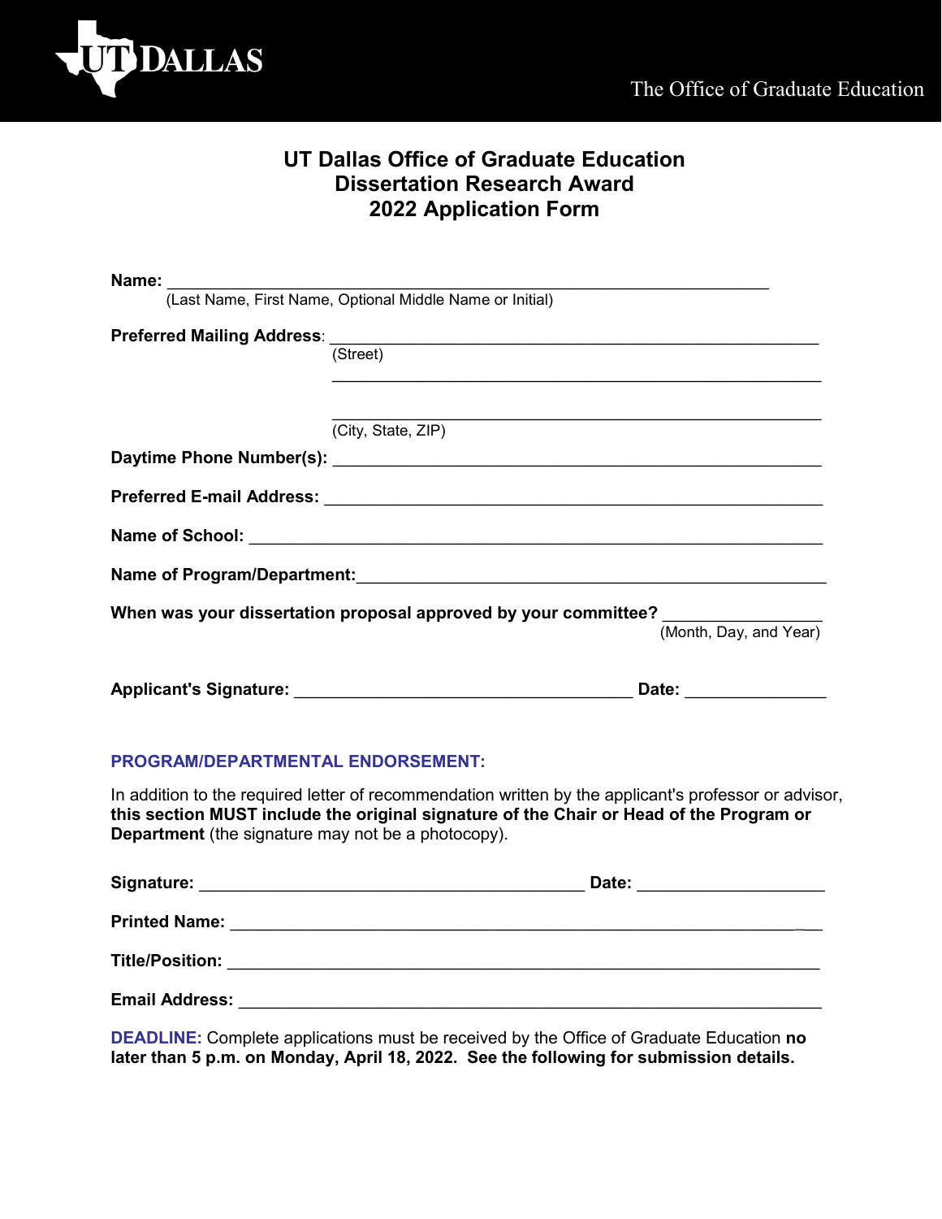UT DALLAS — The Office of Graduate Education

# UT Dallas Office of Graduate Education Dissertation Research Award 2022 Application Form

**Name:** ______________________________________________________________
(Last Name, First Name, Optional Middle Name or Initial)

**Preferred Mailing Address**: ___________________________________________________
(Street)

___________________________________________________

___________________________________________________
(City, State, ZIP)

**Daytime Phone Number(s):** ___________________________________________________

**Preferred E-mail Address:** ___________________________________________________

**Name of School:** ___________________________________________________

**Name of Program/Department:**___________________________________________________

**When was your dissertation proposal approved by your committee?** ________________
(Month, Day, and Year)

**Applicant's Signature:** ___________________________________ **Date:** ______________

## PROGRAM/DEPARTMENTAL ENDORSEMENT:

In addition to the required letter of recommendation written by the applicant's professor or advisor, **this section MUST include the original signature of the Chair or Head of the Program or Department** (the signature may not be a photocopy).

**Signature:** ________________________________________ **Date:** ___________________

**Printed Name:** ___________________________________________________

**Title/Position:** ___________________________________________________

**Email Address:** ___________________________________________________

**DEADLINE:** Complete applications must be received by the Office of Graduate Education **no later than 5 p.m. on Monday, April 18, 2022. See the following for submission details.**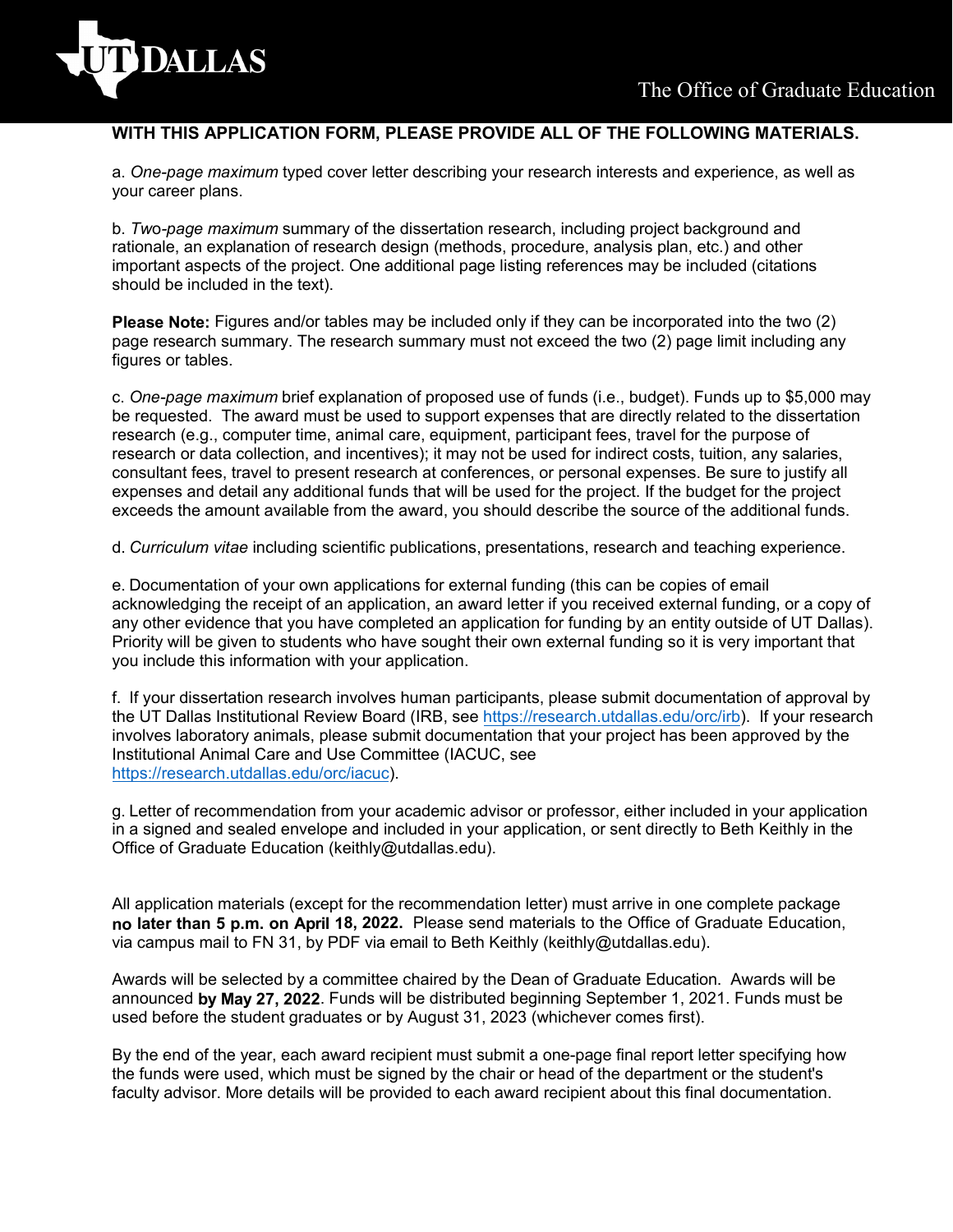**WITH THIS APPLICATION FORM, PLEASE PROVIDE ALL OF THE FOLLOWING MATERIALS.**

a. *One-page maximum* typed cover letter describing your research interests and experience, as well as your career plans.

b. *Two-page maximum* summary of the dissertation research, including project background and rationale, an explanation of research design (methods, procedure, analysis plan, etc.) and other important aspects of the project. One additional page listing references may be included (citations should be included in the text).

**Please Note:** Figures and/or tables may be included only if they can be incorporated into the two (2) page research summary. The research summary must not exceed the two (2) page limit including any figures or tables.

c. *One-page maximum* brief explanation of proposed use of funds (i.e., budget). Funds up to $5,000 may be requested. The award must be used to support expenses that are directly related to the dissertation research (e.g., computer time, animal care, equipment, participant fees, travel for the purpose of research or data collection, and incentives); it may not be used for indirect costs, tuition, any salaries, consultant fees, travel to present research at conferences, or personal expenses. Be sure to justify all expenses and detail any additional funds that will be used for the project. If the budget for the project exceeds the amount available from the award, you should describe the source of the additional funds.

d. *Curriculum vitae* including scientific publications, presentations, research and teaching experience.

e. Documentation of your own applications for external funding (this can be copies of email acknowledging the receipt of an application, an award letter if you received external funding, or a copy of any other evidence that you have completed an application for funding by an entity outside of UT Dallas). Priority will be given to students who have sought their own external funding so it is very important that you include this information with your application.

f. If your dissertation research involves human participants, please submit documentation of approval by the UT Dallas Institutional Review Board (IRB, see https://research.utdallas.edu/orc/irb). If your research involves laboratory animals, please submit documentation that your project has been approved by the Institutional Animal Care and Use Committee (IACUC, see https://research.utdallas.edu/orc/iacuc).

g. Letter of recommendation from your academic advisor or professor, either included in your application in a signed and sealed envelope and included in your application, or sent directly to Beth Keithly in the Office of Graduate Education (keithly@utdallas.edu).

All application materials (except for the recommendation letter) must arrive in one complete package **no later than 5 p.m. on April 18, 2022.** Please send materials to the Office of Graduate Education, via campus mail to FN 31, by PDF via email to Beth Keithly (keithly@utdallas.edu).

Awards will be selected by a committee chaired by the Dean of Graduate Education. Awards will be announced **by May 27, 2022**. Funds will be distributed beginning September 1, 2021. Funds must be used before the student graduates or by August 31, 2023 (whichever comes first).

By the end of the year, each award recipient must submit a one-page final report letter specifying how the funds were used, which must be signed by the chair or head of the department or the student's faculty advisor. More details will be provided to each award recipient about this final documentation.